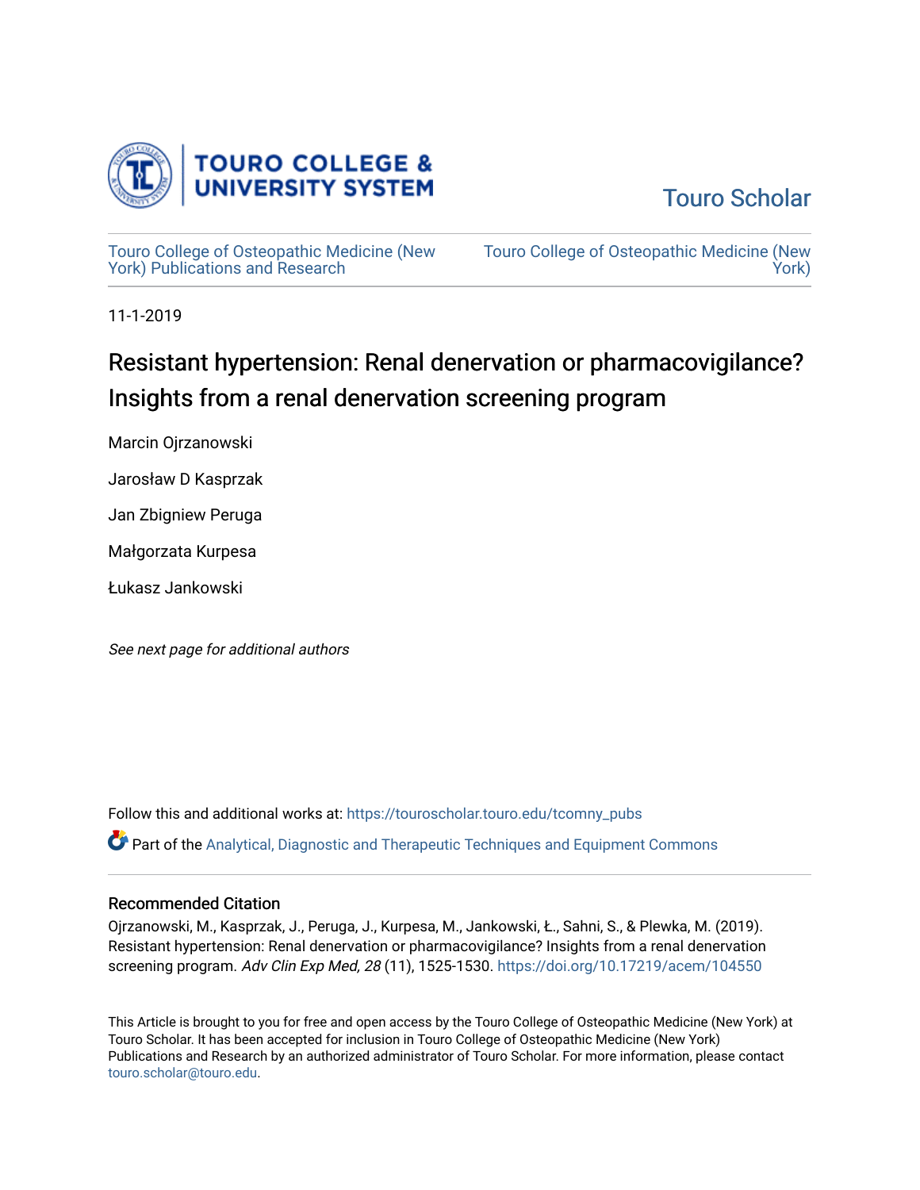TOURO COLLEGE & UNIVERSITY SYSTEM

Touro Scholar

Touro College of Osteopathic Medicine (New York) Publications and Research

Touro College of Osteopathic Medicine (New York)

11-1-2019

# Resistant hypertension: Renal denervation or pharmacovigilance? Insights from a renal denervation screening program

Marcin Ojrzanowski

Jarosław D Kasprzak

Jan Zbigniew Peruga

Małgorzata Kurpesa

Łukasz Jankowski

*See next page for additional authors*

Follow this and additional works at: https://touroscholar.touro.edu/tcomny_pubs

Part of the Analytical, Diagnostic and Therapeutic Techniques and Equipment Commons

## Recommended Citation

Ojrzanowski, M., Kasprzak, J., Peruga, J., Kurpesa, M., Jankowski, Ł., Sahni, S., & Plewka, M. (2019). Resistant hypertension: Renal denervation or pharmacovigilance? Insights from a renal denervation screening program. *Adv Clin Exp Med, 28* (11), 1525-1530. https://doi.org/10.17219/acem/104550

This Article is brought to you for free and open access by the Touro College of Osteopathic Medicine (New York) at Touro Scholar. It has been accepted for inclusion in Touro College of Osteopathic Medicine (New York) Publications and Research by an authorized administrator of Touro Scholar. For more information, please contact touro.scholar@touro.edu.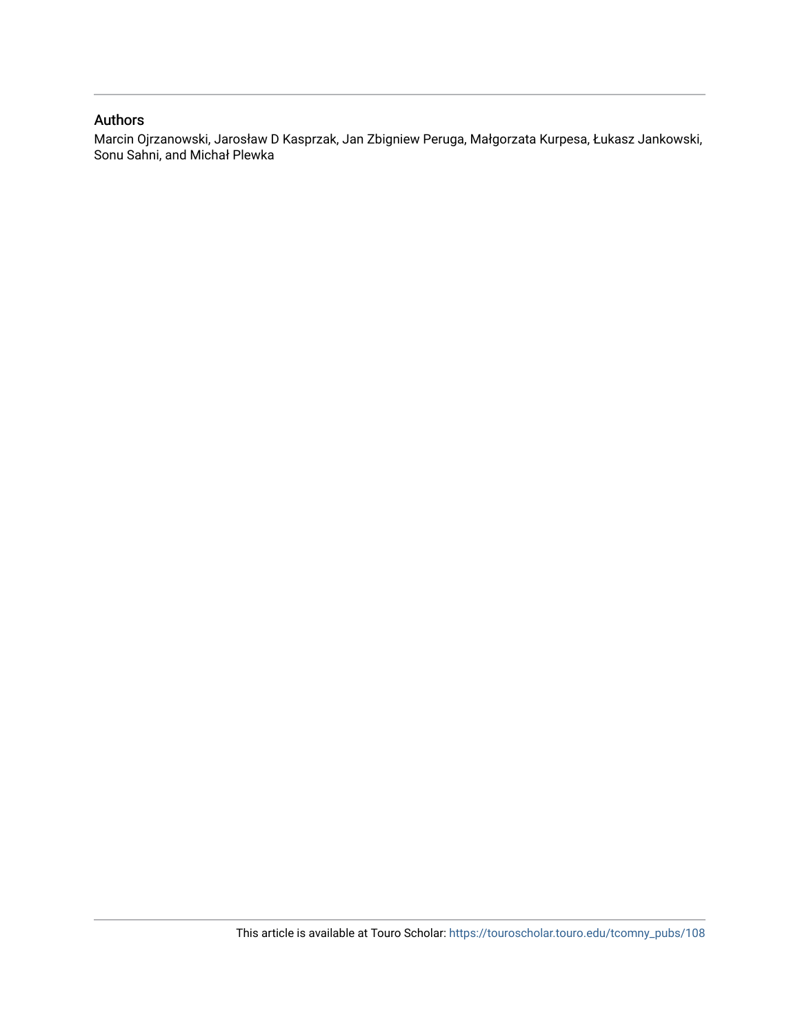## Authors

Marcin Ojrzanowski, Jarosław D Kasprzak, Jan Zbigniew Peruga, Małgorzata Kurpesa, Łukasz Jankowski, Sonu Sahni, and Michał Plewka

This article is available at Touro Scholar: https://touroscholar.touro.edu/tcomny_pubs/108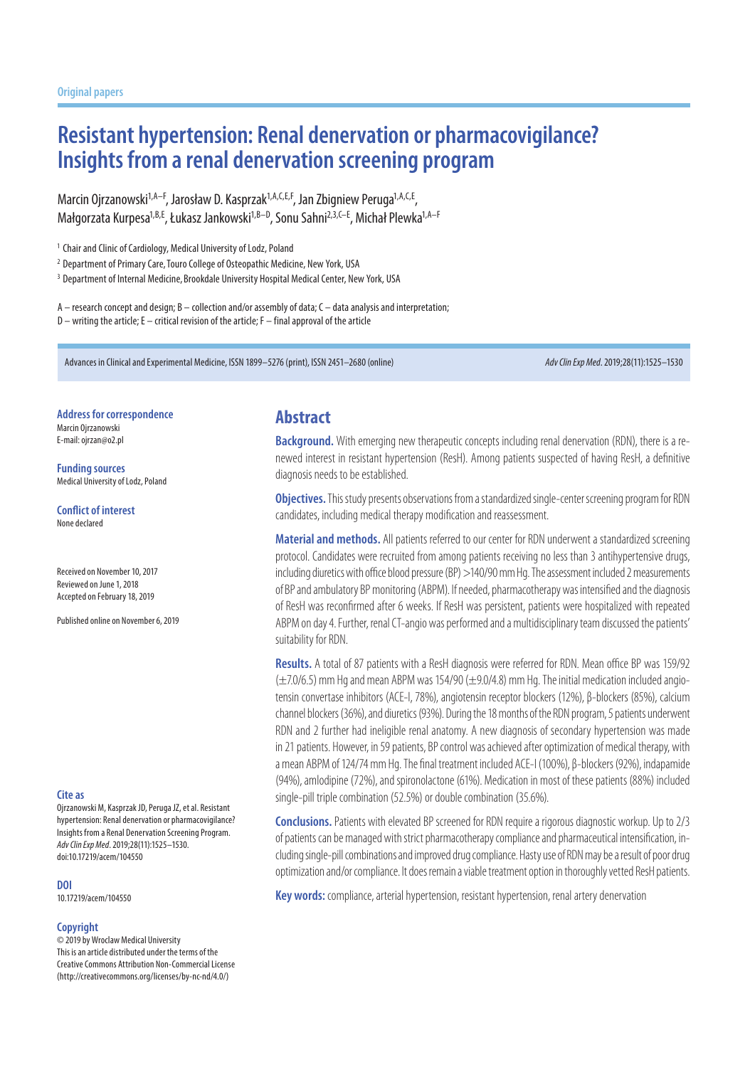Original papers

# Resistant hypertension: Renal denervation or pharmacovigilance? Insights from a renal denervation screening program

Marcin Ojrzanowski[1,A–F], Jarosław D. Kasprzak[1,A,C,E,F], Jan Zbigniew Peruga[1,A,C,E], Małgorzata Kurpesa[1,B,E], Łukasz Jankowski[1,B–D], Sonu Sahni[2,3,C–E], Michał Plewka[1,A–F]

[1] Chair and Clinic of Cardiology, Medical University of Lodz, Poland

[2] Department of Primary Care, Touro College of Osteopathic Medicine, New York, USA

[3] Department of Internal Medicine, Brookdale University Hospital Medical Center, New York, USA

A – research concept and design; B – collection and/or assembly of data; C – data analysis and interpretation; D – writing the article; E – critical revision of the article; F – final approval of the article

Advances in Clinical and Experimental Medicine, ISSN 1899–5276 (print), ISSN 2451–2680 (online)

*Adv Clin Exp Med*. 2019;28(11):1525–1530

**Address for correspondence**
Marcin Ojrzanowski
E-mail: ojrzan@o2.pl

**Funding sources**
Medical University of Lodz, Poland

**Conflict of interest**
None declared

Received on November 10, 2017
Reviewed on June 1, 2018
Accepted on February 18, 2019

Published online on November 6, 2019

**Cite as**
Ojrzanowski M, Kasprzak JD, Peruga JZ, et al. Resistant hypertension: Renal denervation or pharmacovigilance? Insights from a Renal Denervation Screening Program. *Adv Clin Exp Med*. 2019;28(11):1525–1530. doi:10.17219/acem/104550

**DOI**
10.17219/acem/104550

**Copyright**
© 2019 by Wroclaw Medical University
This is an article distributed under the terms of the Creative Commons Attribution Non-Commercial License (http://creativecommons.org/licenses/by-nc-nd/4.0/)

## Abstract

**Background.** With emerging new therapeutic concepts including renal denervation (RDN), there is a renewed interest in resistant hypertension (ResH). Among patients suspected of having ResH, a definitive diagnosis needs to be established.

**Objectives.** This study presents observations from a standardized single-center screening program for RDN candidates, including medical therapy modification and reassessment.

**Material and methods.** All patients referred to our center for RDN underwent a standardized screening protocol. Candidates were recruited from among patients receiving no less than 3 antihypertensive drugs, including diuretics with office blood pressure (BP) >140/90 mm Hg. The assessment included 2 measurements of BP and ambulatory BP monitoring (ABPM). If needed, pharmacotherapy was intensified and the diagnosis of ResH was reconfirmed after 6 weeks. If ResH was persistent, patients were hospitalized with repeated ABPM on day 4. Further, renal CT-angio was performed and a multidisciplinary team discussed the patients' suitability for RDN.

**Results.** A total of 87 patients with a ResH diagnosis were referred for RDN. Mean office BP was 159/92 (±7.0/6.5) mm Hg and mean ABPM was 154/90 (±9.0/4.8) mm Hg. The initial medication included angiotensin convertase inhibitors (ACE-I, 78%), angiotensin receptor blockers (12%), β-blockers (85%), calcium channel blockers (36%), and diuretics (93%). During the 18 months of the RDN program, 5 patients underwent RDN and 2 further had ineligible renal anatomy. A new diagnosis of secondary hypertension was made in 21 patients. However, in 59 patients, BP control was achieved after optimization of medical therapy, with a mean ABPM of 124/74 mm Hg. The final treatment included ACE-I (100%), β-blockers (92%), indapamide (94%), amlodipine (72%), and spironolactone (61%). Medication in most of these patients (88%) included single-pill triple combination (52.5%) or double combination (35.6%).

**Conclusions.** Patients with elevated BP screened for RDN require a rigorous diagnostic workup. Up to 2/3 of patients can be managed with strict pharmacotherapy compliance and pharmaceutical intensification, including single-pill combinations and improved drug compliance. Hasty use of RDN may be a result of poor drug optimization and/or compliance. It does remain a viable treatment option in thoroughly vetted ResH patients.

**Key words:** compliance, arterial hypertension, resistant hypertension, renal artery denervation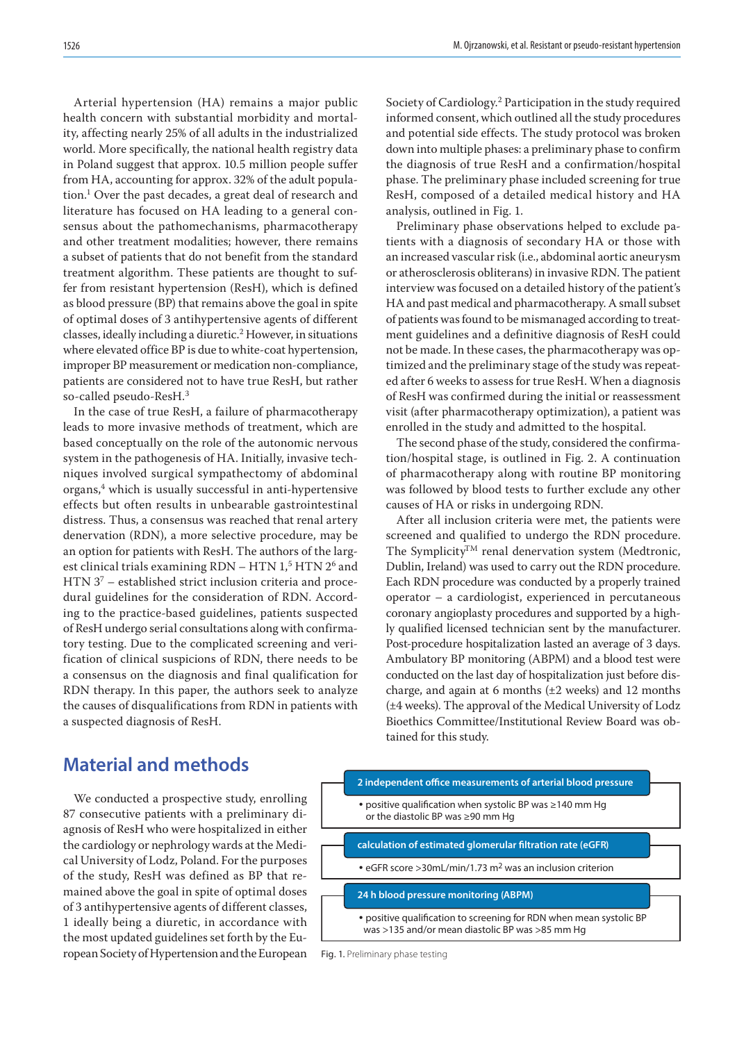Arterial hypertension (HA) remains a major public health concern with substantial morbidity and mortality, affecting nearly 25% of all adults in the industrialized world. More specifically, the national health registry data in Poland suggest that approx. 10.5 million people suffer from HA, accounting for approx. 32% of the adult population.[1] Over the past decades, a great deal of research and literature has focused on HA leading to a general consensus about the pathomechanisms, pharmacotherapy and other treatment modalities; however, there remains a subset of patients that do not benefit from the standard treatment algorithm. These patients are thought to suffer from resistant hypertension (ResH), which is defined as blood pressure (BP) that remains above the goal in spite of optimal doses of 3 antihypertensive agents of different classes, ideally including a diuretic.[2] However, in situations where elevated office BP is due to white-coat hypertension, improper BP measurement or medication non-compliance, patients are considered not to have true ResH, but rather so-called pseudo-ResH.[3]

In the case of true ResH, a failure of pharmacotherapy leads to more invasive methods of treatment, which are based conceptually on the role of the autonomic nervous system in the pathogenesis of HA. Initially, invasive techniques involved surgical sympathectomy of abdominal organs,[4] which is usually successful in anti-hypertensive effects but often results in unbearable gastrointestinal distress. Thus, a consensus was reached that renal artery denervation (RDN), a more selective procedure, may be an option for patients with ResH. The authors of the largest clinical trials examining RDN – HTN 1,[5] HTN 2[6] and HTN 3[7] – established strict inclusion criteria and procedural guidelines for the consideration of RDN. According to the practice-based guidelines, patients suspected of ResH undergo serial consultations along with confirmatory testing. Due to the complicated screening and verification of clinical suspicions of RDN, there needs to be a consensus on the diagnosis and final qualification for RDN therapy. In this paper, the authors seek to analyze the causes of disqualifications from RDN in patients with a suspected diagnosis of ResH.

## Material and methods

We conducted a prospective study, enrolling 87 consecutive patients with a preliminary diagnosis of ResH who were hospitalized in either the cardiology or nephrology wards at the Medical University of Lodz, Poland. For the purposes of the study, ResH was defined as BP that remained above the goal in spite of optimal doses of 3 antihypertensive agents of different classes, 1 ideally being a diuretic, in accordance with the most updated guidelines set forth by the European Society of Hypertension and the European Society of Cardiology.[2] Participation in the study required informed consent, which outlined all the study procedures and potential side effects. The study protocol was broken down into multiple phases: a preliminary phase to confirm the diagnosis of true ResH and a confirmation/hospital phase. The preliminary phase included screening for true ResH, composed of a detailed medical history and HA analysis, outlined in Fig. 1.

Preliminary phase observations helped to exclude patients with a diagnosis of secondary HA or those with an increased vascular risk (i.e., abdominal aortic aneurysm or atherosclerosis obliterans) in invasive RDN. The patient interview was focused on a detailed history of the patient's HA and past medical and pharmacotherapy. A small subset of patients was found to be mismanaged according to treatment guidelines and a definitive diagnosis of ResH could not be made. In these cases, the pharmacotherapy was optimized and the preliminary stage of the study was repeated after 6 weeks to assess for true ResH. When a diagnosis of ResH was confirmed during the initial or reassessment visit (after pharmacotherapy optimization), a patient was enrolled in the study and admitted to the hospital.

The second phase of the study, considered the confirmation/hospital stage, is outlined in Fig. 2. A continuation of pharmacotherapy along with routine BP monitoring was followed by blood tests to further exclude any other causes of HA or risks in undergoing RDN.

After all inclusion criteria were met, the patients were screened and qualified to undergo the RDN procedure. The Symplicity[TM] renal denervation system (Medtronic, Dublin, Ireland) was used to carry out the RDN procedure. Each RDN procedure was conducted by a properly trained operator – a cardiologist, experienced in percutaneous coronary angioplasty procedures and supported by a highly qualified licensed technician sent by the manufacturer. Post-procedure hospitalization lasted an average of 3 days. Ambulatory BP monitoring (ABPM) and a blood test were conducted on the last day of hospitalization just before discharge, and again at 6 months (±2 weeks) and 12 months (±4 weeks). The approval of the Medical University of Lodz Bioethics Committee/Institutional Review Board was obtained for this study.

**2 independent office measurements of arterial blood pressure**

- positive qualification when systolic BP was ≥140 mm Hg or the diastolic BP was ≥90 mm Hg

**calculation of estimated glomerular filtration rate (eGFR)**

- eGFR score >30mL/min/1.73 m$^2$ was an inclusion criterion

**24 h blood pressure monitoring (ABPM)**

- positive qualification to screening for RDN when mean systolic BP was >135 and/or mean diastolic BP was >85 mm Hg

Fig. 1. Preliminary phase testing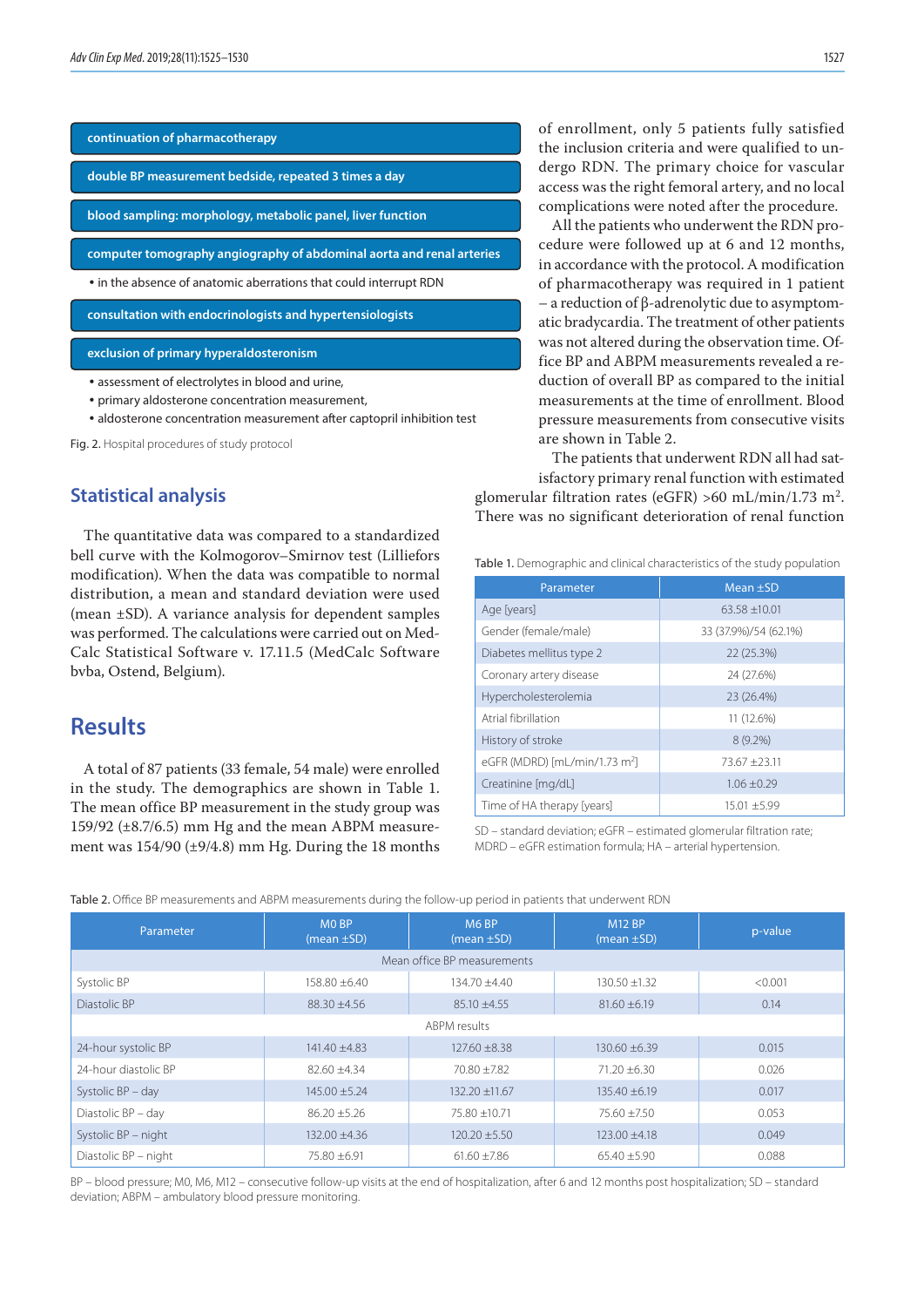continuation of pharmacotherapy

double BP measurement bedside, repeated 3 times a day

blood sampling: morphology, metabolic panel, liver function

computer tomography angiography of abdominal aorta and renal arteries

- in the absence of anatomic aberrations that could interrupt RDN

consultation with endocrinologists and hypertensiologists

exclusion of primary hyperaldosteronism

- assessment of electrolytes in blood and urine,
- primary aldosterone concentration measurement,
- aldosterone concentration measurement after captopril inhibition test

Fig. 2. Hospital procedures of study protocol

## Statistical analysis

The quantitative data was compared to a standardized bell curve with the Kolmogorov–Smirnov test (Lilliefors modification). When the data was compatible to normal distribution, a mean and standard deviation were used (mean ±SD). A variance analysis for dependent samples was performed. The calculations were carried out on MedCalc Statistical Software v. 17.11.5 (MedCalc Software bvba, Ostend, Belgium).

# Results

A total of 87 patients (33 female, 54 male) were enrolled in the study. The demographics are shown in Table 1. The mean office BP measurement in the study group was 159/92 (±8.7/6.5) mm Hg and the mean ABPM measurement was 154/90 (±9/4.8) mm Hg. During the 18 months of enrollment, only 5 patients fully satisfied the inclusion criteria and were qualified to undergo RDN. The primary choice for vascular access was the right femoral artery, and no local complications were noted after the procedure.

All the patients who underwent the RDN procedure were followed up at 6 and 12 months, in accordance with the protocol. A modification of pharmacotherapy was required in 1 patient – a reduction of β-adrenolytic due to asymptomatic bradycardia. The treatment of other patients was not altered during the observation time. Office BP and ABPM measurements revealed a reduction of overall BP as compared to the initial measurements at the time of enrollment. Blood pressure measurements from consecutive visits are shown in Table 2.

The patients that underwent RDN all had satisfactory primary renal function with estimated glomerular filtration rates (eGFR) >60 mL/min/1.73 m$^2$. There was no significant deterioration of renal function

Table 1. Demographic and clinical characteristics of the study population

| Parameter | Mean ±SD |
|---|---|
| Age [years] | 63.58 ±10.01 |
| Gender (female/male) | 33 (37.9%)/54 (62.1%) |
| Diabetes mellitus type 2 | 22 (25.3%) |
| Coronary artery disease | 24 (27.6%) |
| Hypercholesterolemia | 23 (26.4%) |
| Atrial fibrillation | 11 (12.6%) |
| History of stroke | 8 (9.2%) |
| eGFR (MDRD) [mL/min/1.73 m$^2$] | 73.67 ±23.11 |
| Creatinine [mg/dL] | 1.06 ±0.29 |
| Time of HA therapy [years] | 15.01 ±5.99 |

SD – standard deviation; eGFR – estimated glomerular filtration rate; MDRD – eGFR estimation formula; HA – arterial hypertension.

Table 2. Office BP measurements and ABPM measurements during the follow-up period in patients that underwent RDN

| Parameter | M0 BP (mean ±SD) | M6 BP (mean ±SD) | M12 BP (mean ±SD) | p-value |
|---|---|---|---|---|
| Mean office BP measurements | | | | |
| Systolic BP | 158.80 ±6.40 | 134.70 ±4.40 | 130.50 ±1.32 | <0.001 |
| Diastolic BP | 88.30 ±4.56 | 85.10 ±4.55 | 81.60 ±6.19 | 0.14 |
| ABPM results | | | | |
| 24-hour systolic BP | 141.40 ±4.83 | 127.60 ±8.38 | 130.60 ±6.39 | 0.015 |
| 24-hour diastolic BP | 82.60 ±4.34 | 70.80 ±7.82 | 71.20 ±6.30 | 0.026 |
| Systolic BP – day | 145.00 ±5.24 | 132.20 ±11.67 | 135.40 ±6.19 | 0.017 |
| Diastolic BP – day | 86.20 ±5.26 | 75.80 ±10.71 | 75.60 ±7.50 | 0.053 |
| Systolic BP – night | 132.00 ±4.36 | 120.20 ±5.50 | 123.00 ±4.18 | 0.049 |
| Diastolic BP – night | 75.80 ±6.91 | 61.60 ±7.86 | 65.40 ±5.90 | 0.088 |

BP – blood pressure; M0, M6, M12 – consecutive follow-up visits at the end of hospitalization, after 6 and 12 months post hospitalization; SD – standard deviation; ABPM – ambulatory blood pressure monitoring.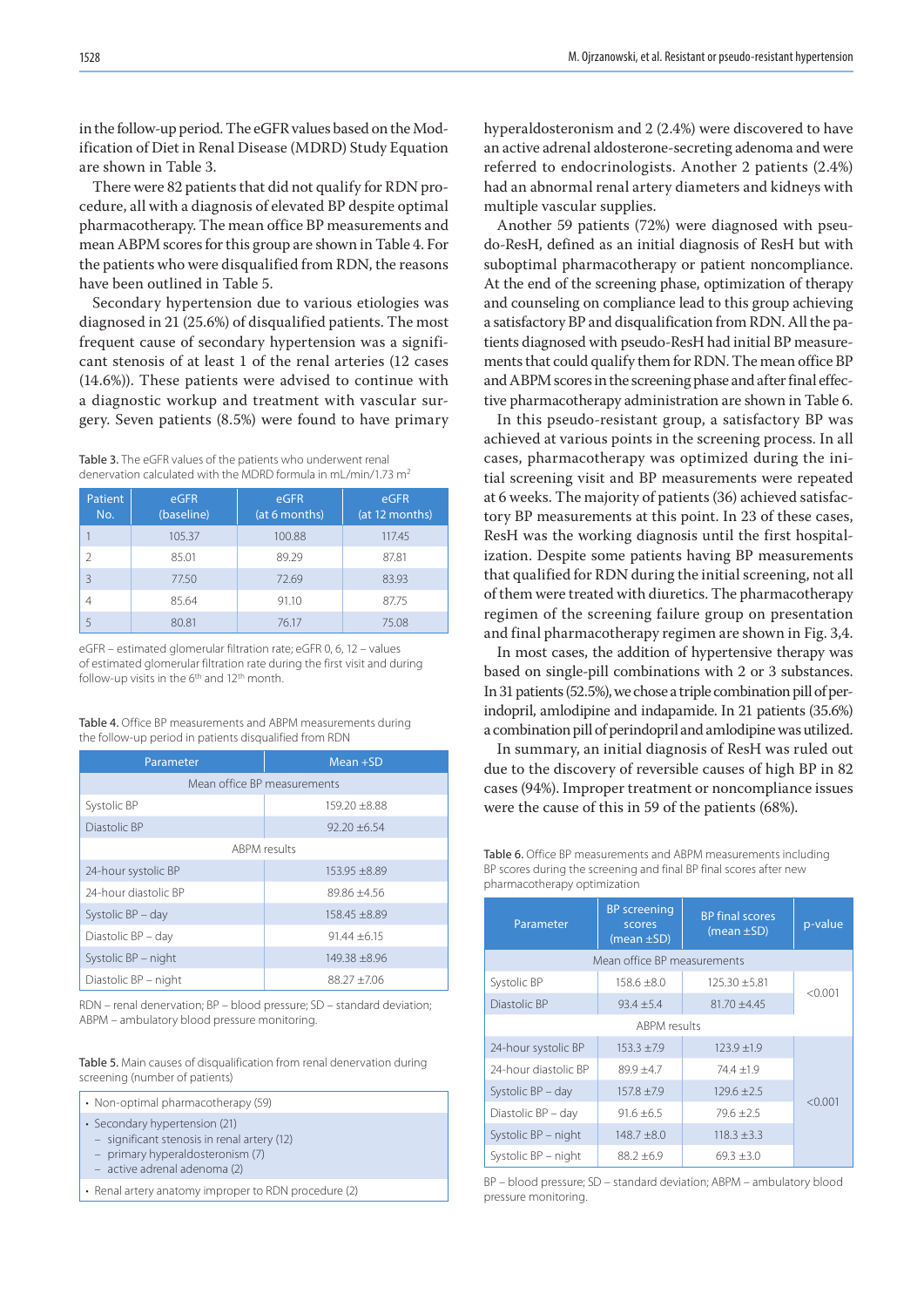in the follow-up period. The eGFR values based on the Modification of Diet in Renal Disease (MDRD) Study Equation are shown in Table 3.

There were 82 patients that did not qualify for RDN procedure, all with a diagnosis of elevated BP despite optimal pharmacotherapy. The mean office BP measurements and mean ABPM scores for this group are shown in Table 4. For the patients who were disqualified from RDN, the reasons have been outlined in Table 5.

Secondary hypertension due to various etiologies was diagnosed in 21 (25.6%) of disqualified patients. The most frequent cause of secondary hypertension was a significant stenosis of at least 1 of the renal arteries (12 cases (14.6%)). These patients were advised to continue with a diagnostic workup and treatment with vascular surgery. Seven patients (8.5%) were found to have primary hyperaldosteronism and 2 (2.4%) were discovered to have an active adrenal aldosterone-secreting adenoma and were referred to endocrinologists. Another 2 patients (2.4%) had an abnormal renal artery diameters and kidneys with multiple vascular supplies.

Another 59 patients (72%) were diagnosed with pseudo-ResH, defined as an initial diagnosis of ResH but with suboptimal pharmacotherapy or patient noncompliance. At the end of the screening phase, optimization of therapy and counseling on compliance lead to this group achieving a satisfactory BP and disqualification from RDN. All the patients diagnosed with pseudo-ResH had initial BP measurements that could qualify them for RDN. The mean office BP and ABPM scores in the screening phase and after final effective pharmacotherapy administration are shown in Table 6.

In this pseudo-resistant group, a satisfactory BP was achieved at various points in the screening process. In all cases, pharmacotherapy was optimized during the initial screening visit and BP measurements were repeated at 6 weeks. The majority of patients (36) achieved satisfactory BP measurements at this point. In 23 of these cases, ResH was the working diagnosis until the first hospitalization. Despite some patients having BP measurements that qualified for RDN during the initial screening, not all of them were treated with diuretics. The pharmacotherapy regimen of the screening failure group on presentation and final pharmacotherapy regimen are shown in Fig. 3,4.

In most cases, the addition of hypertensive therapy was based on single-pill combinations with 2 or 3 substances. In 31 patients (52.5%), we chose a triple combination pill of perindopril, amlodipine and indapamide. In 21 patients (35.6%) a combination pill of perindopril and amlodipine was utilized.

In summary, an initial diagnosis of ResH was ruled out due to the discovery of reversible causes of high BP in 82 cases (94%). Improper treatment or noncompliance issues were the cause of this in 59 of the patients (68%).

Table 3. The eGFR values of the patients who underwent renal denervation calculated with the MDRD formula in mL/min/1.73 m$^2$

| Patient No. | eGFR (baseline) | eGFR (at 6 months) | eGFR (at 12 months) |
|---|---|---|---|
| 1 | 105.37 | 100.88 | 117.45 |
| 2 | 85.01 | 89.29 | 87.81 |
| 3 | 77.50 | 72.69 | 83.93 |
| 4 | 85.64 | 91.10 | 87.75 |
| 5 | 80.81 | 76.17 | 75.08 |

eGFR – estimated glomerular filtration rate; eGFR 0, 6, 12 – values of estimated glomerular filtration rate during the first visit and during follow-up visits in the 6th and 12th month.

Table 4. Office BP measurements and ABPM measurements during the follow-up period in patients disqualified from RDN

| Parameter | Mean +SD |
|---|---|
| Mean office BP measurements | |
| Systolic BP | 159.20 ±8.88 |
| Diastolic BP | 92.20 ±6.54 |
| ABPM results | |
| 24-hour systolic BP | 153.95 ±8.89 |
| 24-hour diastolic BP | 89.86 ±4.56 |
| Systolic BP – day | 158.45 ±8.89 |
| Diastolic BP – day | 91.44 ±6.15 |
| Systolic BP – night | 149.38 ±8.96 |
| Diastolic BP – night | 88.27 ±7.06 |

RDN – renal denervation; BP – blood pressure; SD – standard deviation; ABPM – ambulatory blood pressure monitoring.

Table 5. Main causes of disqualification from renal denervation during screening (number of patients)

- Non-optimal pharmacotherapy (59)
- Secondary hypertension (21)
  - significant stenosis in renal artery (12)
  - primary hyperaldosteronism (7)
  - active adrenal adenoma (2)
- Renal artery anatomy improper to RDN procedure (2)

Table 6. Office BP measurements and ABPM measurements including BP scores during the screening and final BP final scores after new pharmacotherapy optimization

| Parameter | BP screening scores (mean ±SD) | BP final scores (mean ±SD) | p-value |
|---|---|---|---|
| Mean office BP measurements | | | |
| Systolic BP | 158.6 ±8.0 | 125.30 ±5.81 | <0.001 |
| Diastolic BP | 93.4 ±5.4 | 81.70 ±4.45 | |
| ABPM results | | | |
| 24-hour systolic BP | 153.3 ±7.9 | 123.9 ±1.9 | <0.001 |
| 24-hour diastolic BP | 89.9 ±4.7 | 74.4 ±1.9 | |
| Systolic BP – day | 157.8 ±7.9 | 129.6 ±2.5 | |
| Diastolic BP – day | 91.6 ±6.5 | 79.6 ±2.5 | |
| Systolic BP – night | 148.7 ±8.0 | 118.3 ±3.3 | |
| Systolic BP – night | 88.2 ±6.9 | 69.3 ±3.0 | |

BP – blood pressure; SD – standard deviation; ABPM – ambulatory blood pressure monitoring.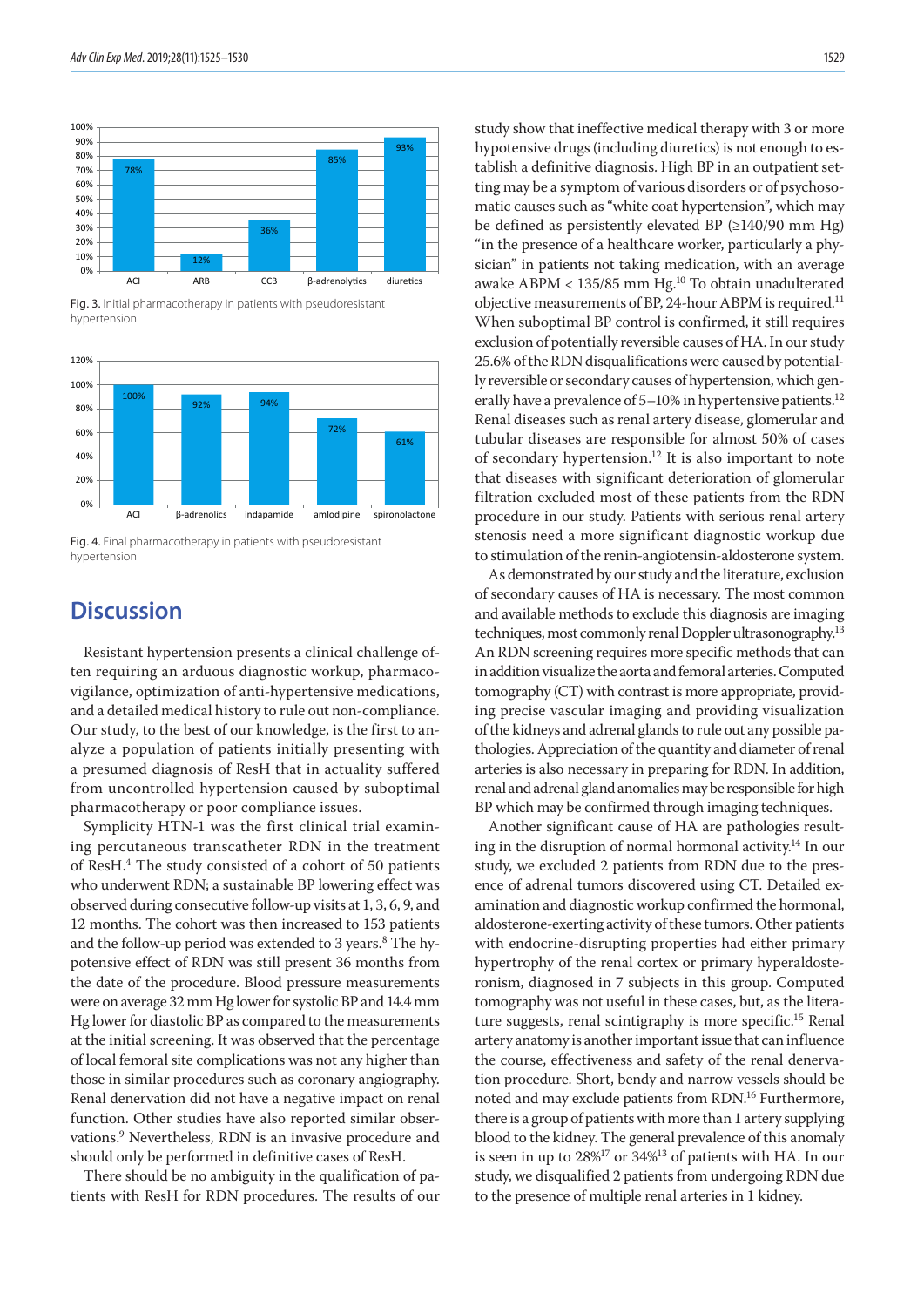100%
90%
80%
70%
60%
50%
40%
30%
20%
10%
0%

78%
12%
36%
85%
93%

ACI
ARB
CCB
β-adrenolytics
diuretics

Fig. 3. Initial pharmacotherapy in patients with pseudoresistant hypertension

120%
100%
80%
60%
40%
20%
0%

100%
92%
94%
72%
61%

ACI
β-adrenolics
indapamide
amlodipine
spironolactone

Fig. 4. Final pharmacotherapy in patients with pseudoresistant hypertension

## Discussion

Resistant hypertension presents a clinical challenge often requiring an arduous diagnostic workup, pharmacovigilance, optimization of anti-hypertensive medications, and a detailed medical history to rule out non-compliance. Our study, to the best of our knowledge, is the first to analyze a population of patients initially presenting with a presumed diagnosis of ResH that in actuality suffered from uncontrolled hypertension caused by suboptimal pharmacotherapy or poor compliance issues.

Symplicity HTN-1 was the first clinical trial examining percutaneous transcatheter RDN in the treatment of ResH.[4] The study consisted of a cohort of 50 patients who underwent RDN; a sustainable BP lowering effect was observed during consecutive follow-up visits at 1, 3, 6, 9, and 12 months. The cohort was then increased to 153 patients and the follow-up period was extended to 3 years.[8] The hypotensive effect of RDN was still present 36 months from the date of the procedure. Blood pressure measurements were on average 32 mm Hg lower for systolic BP and 14.4 mm Hg lower for diastolic BP as compared to the measurements at the initial screening. It was observed that the percentage of local femoral site complications was not any higher than those in similar procedures such as coronary angiography. Renal denervation did not have a negative impact on renal function. Other studies have also reported similar observations.[9] Nevertheless, RDN is an invasive procedure and should only be performed in definitive cases of ResH.

There should be no ambiguity in the qualification of patients with ResH for RDN procedures. The results of our study show that ineffective medical therapy with 3 or more hypotensive drugs (including diuretics) is not enough to establish a definitive diagnosis. High BP in an outpatient setting may be a symptom of various disorders or of psychosomatic causes such as "white coat hypertension", which may be defined as persistently elevated BP (≥140/90 mm Hg) "in the presence of a healthcare worker, particularly a physician" in patients not taking medication, with an average awake ABPM < 135/85 mm Hg.[10] To obtain unadulterated objective measurements of BP, 24-hour ABPM is required.[11] When suboptimal BP control is confirmed, it still requires exclusion of potentially reversible causes of HA. In our study 25.6% of the RDN disqualifications were caused by potentially reversible or secondary causes of hypertension, which generally have a prevalence of 5–10% in hypertensive patients.[12] Renal diseases such as renal artery disease, glomerular and tubular diseases are responsible for almost 50% of cases of secondary hypertension.[12] It is also important to note that diseases with significant deterioration of glomerular filtration excluded most of these patients from the RDN procedure in our study. Patients with serious renal artery stenosis need a more significant diagnostic workup due to stimulation of the renin-angiotensin-aldosterone system.

As demonstrated by our study and the literature, exclusion of secondary causes of HA is necessary. The most common and available methods to exclude this diagnosis are imaging techniques, most commonly renal Doppler ultrasonography.[13] An RDN screening requires more specific methods that can in addition visualize the aorta and femoral arteries. Computed tomography (CT) with contrast is more appropriate, providing precise vascular imaging and providing visualization of the kidneys and adrenal glands to rule out any possible pathologies. Appreciation of the quantity and diameter of renal arteries is also necessary in preparing for RDN. In addition, renal and adrenal gland anomalies may be responsible for high BP which may be confirmed through imaging techniques.

Another significant cause of HA are pathologies resulting in the disruption of normal hormonal activity.[14] In our study, we excluded 2 patients from RDN due to the presence of adrenal tumors discovered using CT. Detailed examination and diagnostic workup confirmed the hormonal, aldosterone-exerting activity of these tumors. Other patients with endocrine-disrupting properties had either primary hypertrophy of the renal cortex or primary hyperaldosteronism, diagnosed in 7 subjects in this group. Computed tomography was not useful in these cases, but, as the literature suggests, renal scintigraphy is more specific.[15] Renal artery anatomy is another important issue that can influence the course, effectiveness and safety of the renal denervation procedure. Short, bendy and narrow vessels should be noted and may exclude patients from RDN.[16] Furthermore, there is a group of patients with more than 1 artery supplying blood to the kidney. The general prevalence of this anomaly is seen in up to 28%[17] or 34%[13] of patients with HA. In our study, we disqualified 2 patients from undergoing RDN due to the presence of multiple renal arteries in 1 kidney.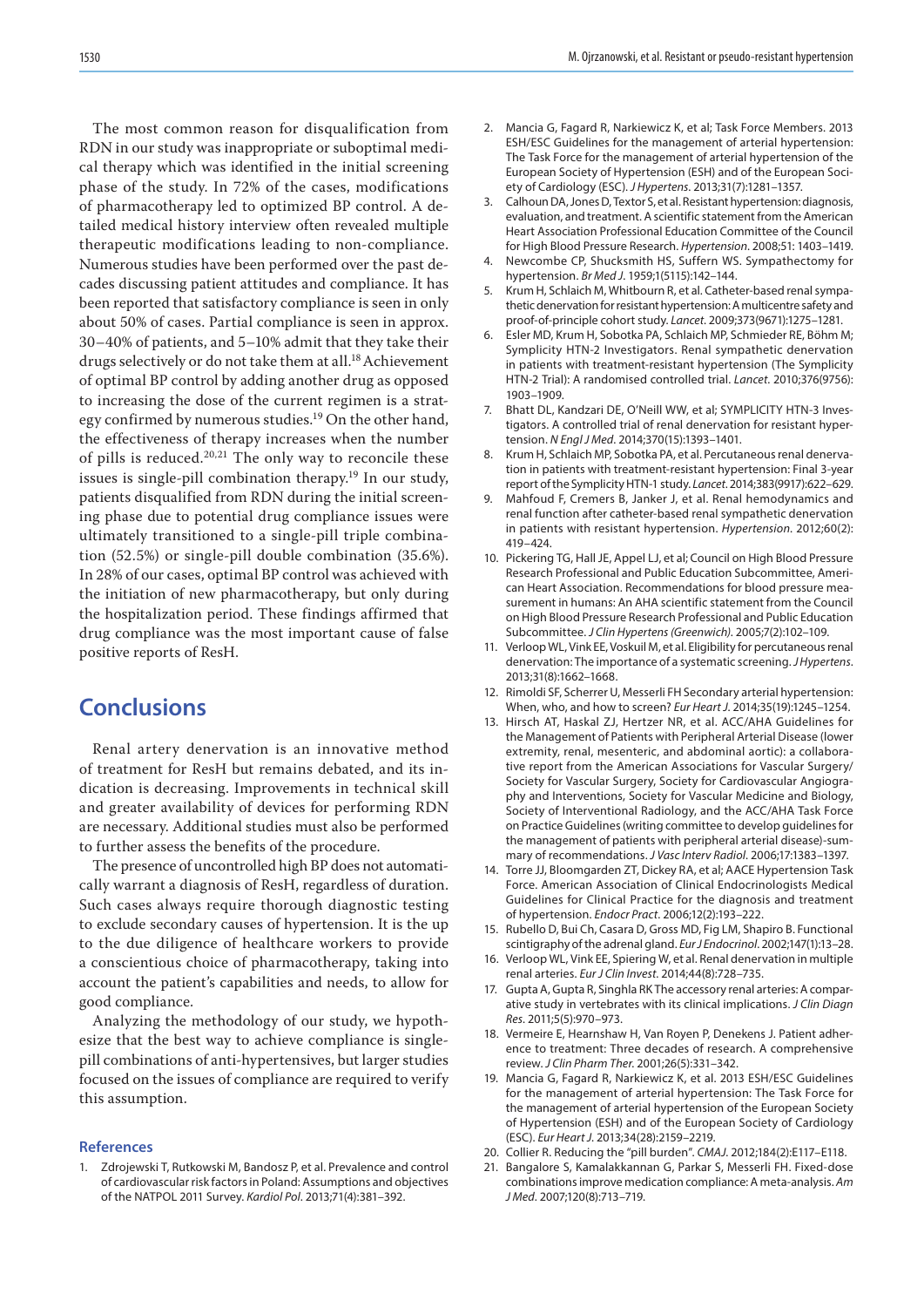The most common reason for disqualification from RDN in our study was inappropriate or suboptimal medical therapy which was identified in the initial screening phase of the study. In 72% of the cases, modifications of pharmacotherapy led to optimized BP control. A detailed medical history interview often revealed multiple therapeutic modifications leading to non-compliance. Numerous studies have been performed over the past decades discussing patient attitudes and compliance. It has been reported that satisfactory compliance is seen in only about 50% of cases. Partial compliance is seen in approx. 30–40% of patients, and 5–10% admit that they take their drugs selectively or do not take them at all.[18] Achievement of optimal BP control by adding another drug as opposed to increasing the dose of the current regimen is a strategy confirmed by numerous studies.[19] On the other hand, the effectiveness of therapy increases when the number of pills is reduced.[20,21] The only way to reconcile these issues is single-pill combination therapy.[19] In our study, patients disqualified from RDN during the initial screening phase due to potential drug compliance issues were ultimately transitioned to a single-pill triple combination (52.5%) or single-pill double combination (35.6%). In 28% of our cases, optimal BP control was achieved with the initiation of new pharmacotherapy, but only during the hospitalization period. These findings affirmed that drug compliance was the most important cause of false positive reports of ResH.

## Conclusions

Renal artery denervation is an innovative method of treatment for ResH but remains debated, and its indication is decreasing. Improvements in technical skill and greater availability of devices for performing RDN are necessary. Additional studies must also be performed to further assess the benefits of the procedure.

The presence of uncontrolled high BP does not automatically warrant a diagnosis of ResH, regardless of duration. Such cases always require thorough diagnostic testing to exclude secondary causes of hypertension. It is the up to the due diligence of healthcare workers to provide a conscientious choice of pharmacotherapy, taking into account the patient's capabilities and needs, to allow for good compliance.

Analyzing the methodology of our study, we hypothesize that the best way to achieve compliance is single-pill combinations of anti-hypertensives, but larger studies focused on the issues of compliance are required to verify this assumption.

### References

1. Zdrojewski T, Rutkowski M, Bandosz P, et al. Prevalence and control of cardiovascular risk factors in Poland: Assumptions and objectives of the NATPOL 2011 Survey. *Kardiol Pol*. 2013;71(4):381–392.
2. Mancia G, Fagard R, Narkiewicz K, et al; Task Force Members. 2013 ESH/ESC Guidelines for the management of arterial hypertension: The Task Force for the management of arterial hypertension of the European Society of Hypertension (ESH) and of the European Society of Cardiology (ESC). *J Hypertens*. 2013;31(7):1281–1357.
3. Calhoun DA, Jones D, Textor S, et al. Resistant hypertension: diagnosis, evaluation, and treatment. A scientific statement from the American Heart Association Professional Education Committee of the Council for High Blood Pressure Research. *Hypertension*. 2008;51: 1403–1419.
4. Newcombe CP, Shucksmith HS, Suffern WS. Sympathectomy for hypertension. *Br Med J*. 1959;1(5115):142–144.
5. Krum H, Schlaich M, Whitbourn R, et al. Catheter-based renal sympathetic denervation for resistant hypertension: A multicentre safety and proof-of-principle cohort study. *Lancet*. 2009;373(9671):1275–1281.
6. Esler MD, Krum H, Sobotka PA, Schlaich MP, Schmieder RE, Böhm M; Symplicity HTN-2 Investigators. Renal sympathetic denervation in patients with treatment-resistant hypertension (The Symplicity HTN-2 Trial): A randomised controlled trial. *Lancet*. 2010;376(9756): 1903–1909.
7. Bhatt DL, Kandzari DE, O'Neill WW, et al; SYMPLICITY HTN-3 Investigators. A controlled trial of renal denervation for resistant hypertension. *N Engl J Med*. 2014;370(15):1393–1401.
8. Krum H, Schlaich MP, Sobotka PA, et al. Percutaneous renal denervation in patients with treatment-resistant hypertension: Final 3-year report of the Symplicity HTN-1 study. *Lancet*. 2014;383(9917):622–629.
9. Mahfoud F, Cremers B, Janker J, et al. Renal hemodynamics and renal function after catheter-based renal sympathetic denervation in patients with resistant hypertension. *Hypertension*. 2012;60(2): 419–424.
10. Pickering TG, Hall JE, Appel LJ, et al; Council on High Blood Pressure Research Professional and Public Education Subcommittee, American Heart Association. Recommendations for blood pressure measurement in humans: An AHA scientific statement from the Council on High Blood Pressure Research Professional and Public Education Subcommittee. *J Clin Hypertens (Greenwich)*. 2005;7(2):102–109.
11. Verloop WL, Vink EE, Voskuil M, et al. Eligibility for percutaneous renal denervation: The importance of a systematic screening. *J Hypertens*. 2013;31(8):1662–1668.
12. Rimoldi SF, Scherrer U, Messerli FH Secondary arterial hypertension: When, who, and how to screen? *Eur Heart J*. 2014;35(19):1245–1254.
13. Hirsch AT, Haskal ZJ, Hertzer NR, et al. ACC/AHA Guidelines for the Management of Patients with Peripheral Arterial Disease (lower extremity, renal, mesenteric, and abdominal aortic): a collaborative report from the American Associations for Vascular Surgery/Society for Vascular Surgery, Society for Cardiovascular Angiography and Interventions, Society for Vascular Medicine and Biology, Society of Interventional Radiology, and the ACC/AHA Task Force on Practice Guidelines (writing committee to develop guidelines for the management of patients with peripheral arterial disease)-summary of recommendations. *J Vasc Interv Radiol*. 2006;17:1383–1397.
14. Torre JJ, Bloomgarden ZT, Dickey RA, et al; AACE Hypertension Task Force. American Association of Clinical Endocrinologists Medical Guidelines for Clinical Practice for the diagnosis and treatment of hypertension. *Endocr Pract*. 2006;12(2):193–222.
15. Rubello D, Bui Ch, Casara D, Gross MD, Fig LM, Shapiro B. Functional scintigraphy of the adrenal gland. *Eur J Endocrinol*. 2002;147(1):13–28.
16. Verloop WL, Vink EE, Spiering W, et al. Renal denervation in multiple renal arteries. *Eur J Clin Invest*. 2014;44(8):728–735.
17. Gupta A, Gupta R, Singhla RK The accessory renal arteries: A comparative study in vertebrates with its clinical implications. *J Clin Diagn Res*. 2011;5(5):970–973.
18. Vermeire E, Hearnshaw H, Van Royen P, Denekens J. Patient adherence to treatment: Three decades of research. A comprehensive review. *J Clin Pharm Ther*. 2001;26(5):331–342.
19. Mancia G, Fagard R, Narkiewicz K, et al. 2013 ESH/ESC Guidelines for the management of arterial hypertension: The Task Force for the management of arterial hypertension of the European Society of Hypertension (ESH) and of the European Society of Cardiology (ESC). *Eur Heart J*. 2013;34(28):2159–2219.
20. Collier R. Reducing the "pill burden". *CMAJ*. 2012;184(2):E117–E118.
21. Bangalore S, Kamalakkannan G, Parkar S, Messerli FH. Fixed-dose combinations improve medication compliance: A meta-analysis. *Am J Med*. 2007;120(8):713–719.